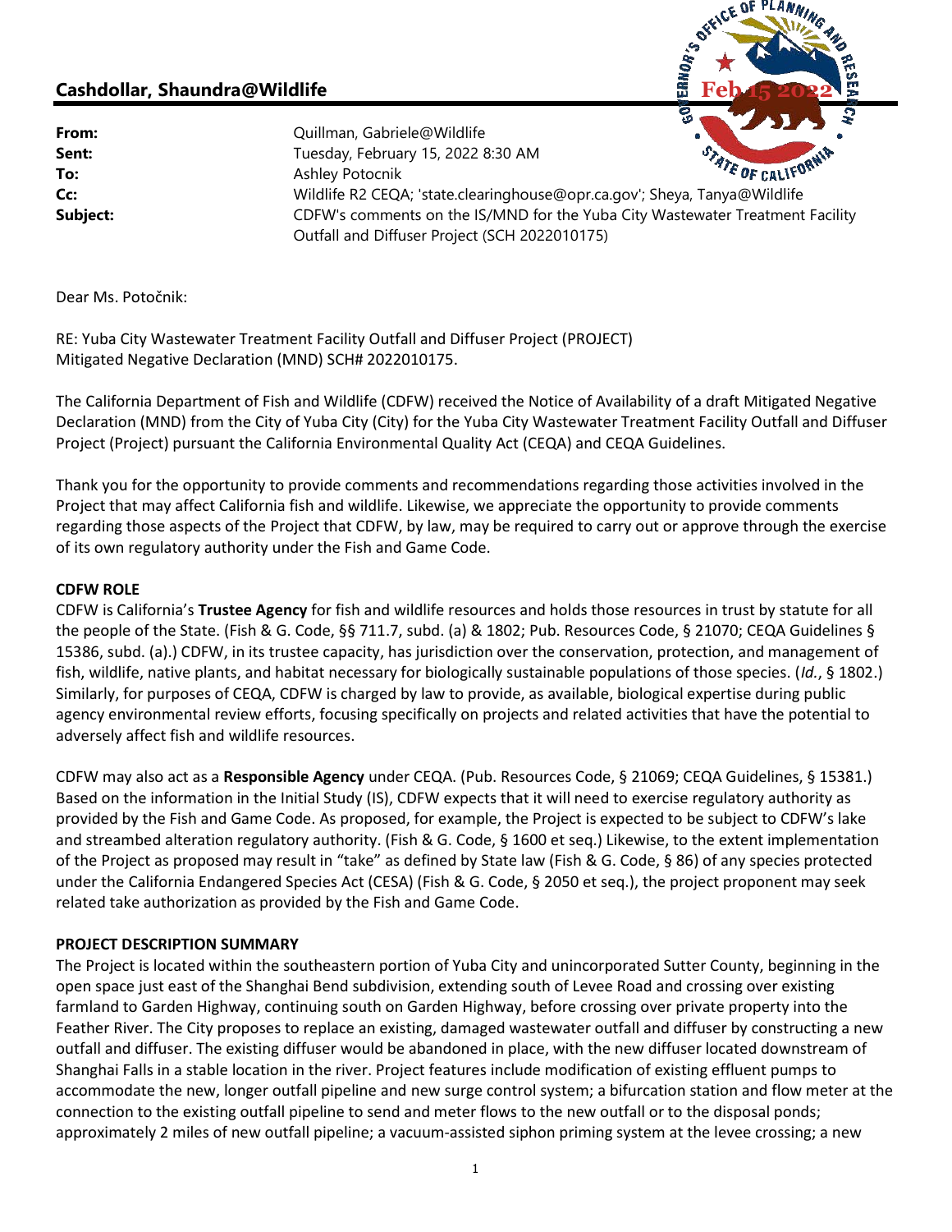## Cashdollar, Shaundra@Wildlife

| | |
|---|---|
| **From:** | Quillman, Gabriele@Wildlife |
| **Sent:** | Tuesday, February 15, 2022 8:30 AM |
| **To:** | Ashley Potocnik |
| **Cc:** | Wildlife R2 CEQA; 'state.clearinghouse@opr.ca.gov'; Sheya, Tanya@Wildlife |
| **Subject:** | CDFW's comments on the IS/MND for the Yuba City Wastewater Treatment Facility Outfall and Diffuser Project (SCH 2022010175) |

Dear Ms. Potočnik:

RE: Yuba City Wastewater Treatment Facility Outfall and Diffuser Project (PROJECT)
Mitigated Negative Declaration (MND) SCH# 2022010175.

The California Department of Fish and Wildlife (CDFW) received the Notice of Availability of a draft Mitigated Negative Declaration (MND) from the City of Yuba City (City) for the Yuba City Wastewater Treatment Facility Outfall and Diffuser Project (Project) pursuant the California Environmental Quality Act (CEQA) and CEQA Guidelines.

Thank you for the opportunity to provide comments and recommendations regarding those activities involved in the Project that may affect California fish and wildlife. Likewise, we appreciate the opportunity to provide comments regarding those aspects of the Project that CDFW, by law, may be required to carry out or approve through the exercise of its own regulatory authority under the Fish and Game Code.

**CDFW ROLE**

CDFW is California's **Trustee Agency** for fish and wildlife resources and holds those resources in trust by statute for all the people of the State. (Fish & G. Code, §§ 711.7, subd. (a) & 1802; Pub. Resources Code, § 21070; CEQA Guidelines § 15386, subd. (a).) CDFW, in its trustee capacity, has jurisdiction over the conservation, protection, and management of fish, wildlife, native plants, and habitat necessary for biologically sustainable populations of those species. (*Id.*, § 1802.) Similarly, for purposes of CEQA, CDFW is charged by law to provide, as available, biological expertise during public agency environmental review efforts, focusing specifically on projects and related activities that have the potential to adversely affect fish and wildlife resources.

CDFW may also act as a **Responsible Agency** under CEQA. (Pub. Resources Code, § 21069; CEQA Guidelines, § 15381.) Based on the information in the Initial Study (IS), CDFW expects that it will need to exercise regulatory authority as provided by the Fish and Game Code. As proposed, for example, the Project is expected to be subject to CDFW's lake and streambed alteration regulatory authority. (Fish & G. Code, § 1600 et seq.) Likewise, to the extent implementation of the Project as proposed may result in "take" as defined by State law (Fish & G. Code, § 86) of any species protected under the California Endangered Species Act (CESA) (Fish & G. Code, § 2050 et seq.), the project proponent may seek related take authorization as provided by the Fish and Game Code.

**PROJECT DESCRIPTION SUMMARY**

The Project is located within the southeastern portion of Yuba City and unincorporated Sutter County, beginning in the open space just east of the Shanghai Bend subdivision, extending south of Levee Road and crossing over existing farmland to Garden Highway, continuing south on Garden Highway, before crossing over private property into the Feather River. The City proposes to replace an existing, damaged wastewater outfall and diffuser by constructing a new outfall and diffuser. The existing diffuser would be abandoned in place, with the new diffuser located downstream of Shanghai Falls in a stable location in the river. Project features include modification of existing effluent pumps to accommodate the new, longer outfall pipeline and new surge control system; a bifurcation station and flow meter at the connection to the existing outfall pipeline to send and meter flows to the new outfall or to the disposal ponds; approximately 2 miles of new outfall pipeline; a vacuum-assisted siphon priming system at the levee crossing; a new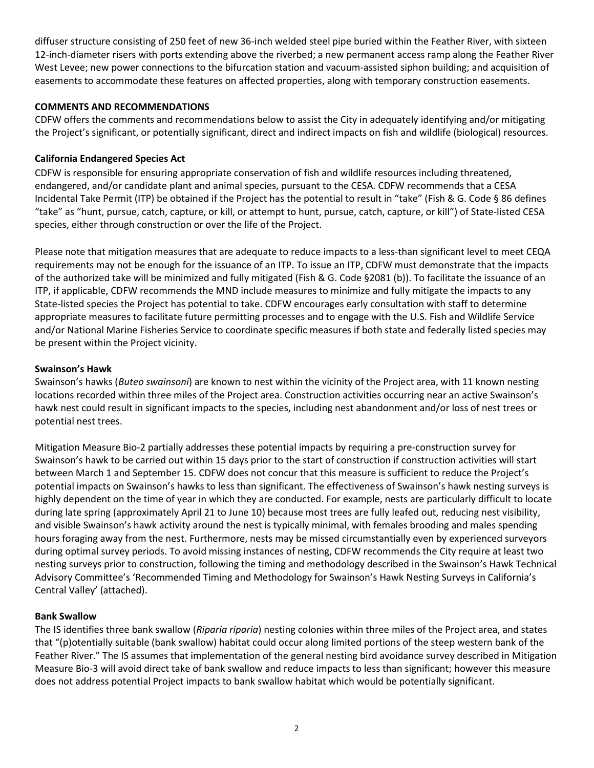diffuser structure consisting of 250 feet of new 36-inch welded steel pipe buried within the Feather River, with sixteen 12-inch-diameter risers with ports extending above the riverbed; a new permanent access ramp along the Feather River West Levee; new power connections to the bifurcation station and vacuum-assisted siphon building; and acquisition of easements to accommodate these features on affected properties, along with temporary construction easements.

**COMMENTS AND RECOMMENDATIONS**

CDFW offers the comments and recommendations below to assist the City in adequately identifying and/or mitigating the Project's significant, or potentially significant, direct and indirect impacts on fish and wildlife (biological) resources.

**California Endangered Species Act**

CDFW is responsible for ensuring appropriate conservation of fish and wildlife resources including threatened, endangered, and/or candidate plant and animal species, pursuant to the CESA. CDFW recommends that a CESA Incidental Take Permit (ITP) be obtained if the Project has the potential to result in "take" (Fish & G. Code § 86 defines "take" as "hunt, pursue, catch, capture, or kill, or attempt to hunt, pursue, catch, capture, or kill") of State-listed CESA species, either through construction or over the life of the Project.

Please note that mitigation measures that are adequate to reduce impacts to a less-than significant level to meet CEQA requirements may not be enough for the issuance of an ITP. To issue an ITP, CDFW must demonstrate that the impacts of the authorized take will be minimized and fully mitigated (Fish & G. Code §2081 (b)). To facilitate the issuance of an ITP, if applicable, CDFW recommends the MND include measures to minimize and fully mitigate the impacts to any State-listed species the Project has potential to take. CDFW encourages early consultation with staff to determine appropriate measures to facilitate future permitting processes and to engage with the U.S. Fish and Wildlife Service and/or National Marine Fisheries Service to coordinate specific measures if both state and federally listed species may be present within the Project vicinity.

**Swainson's Hawk**

Swainson's hawks (*Buteo swainsoni*) are known to nest within the vicinity of the Project area, with 11 known nesting locations recorded within three miles of the Project area. Construction activities occurring near an active Swainson's hawk nest could result in significant impacts to the species, including nest abandonment and/or loss of nest trees or potential nest trees.

Mitigation Measure Bio-2 partially addresses these potential impacts by requiring a pre-construction survey for Swainson's hawk to be carried out within 15 days prior to the start of construction if construction activities will start between March 1 and September 15. CDFW does not concur that this measure is sufficient to reduce the Project's potential impacts on Swainson's hawks to less than significant. The effectiveness of Swainson's hawk nesting surveys is highly dependent on the time of year in which they are conducted. For example, nests are particularly difficult to locate during late spring (approximately April 21 to June 10) because most trees are fully leafed out, reducing nest visibility, and visible Swainson's hawk activity around the nest is typically minimal, with females brooding and males spending hours foraging away from the nest. Furthermore, nests may be missed circumstantially even by experienced surveyors during optimal survey periods. To avoid missing instances of nesting, CDFW recommends the City require at least two nesting surveys prior to construction, following the timing and methodology described in the Swainson's Hawk Technical Advisory Committee's 'Recommended Timing and Methodology for Swainson's Hawk Nesting Surveys in California's Central Valley' (attached).

**Bank Swallow**

The IS identifies three bank swallow (*Riparia riparia*) nesting colonies within three miles of the Project area, and states that "(p)otentially suitable (bank swallow) habitat could occur along limited portions of the steep western bank of the Feather River." The IS assumes that implementation of the general nesting bird avoidance survey described in Mitigation Measure Bio-3 will avoid direct take of bank swallow and reduce impacts to less than significant; however this measure does not address potential Project impacts to bank swallow habitat which would be potentially significant.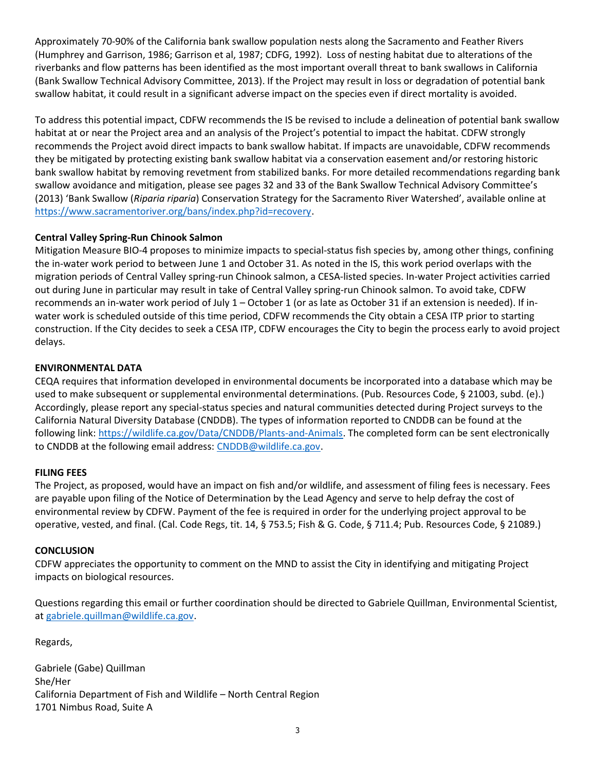Approximately 70-90% of the California bank swallow population nests along the Sacramento and Feather Rivers (Humphrey and Garrison, 1986; Garrison et al, 1987; CDFG, 1992). Loss of nesting habitat due to alterations of the riverbanks and flow patterns has been identified as the most important overall threat to bank swallows in California (Bank Swallow Technical Advisory Committee, 2013). If the Project may result in loss or degradation of potential bank swallow habitat, it could result in a significant adverse impact on the species even if direct mortality is avoided.

To address this potential impact, CDFW recommends the IS be revised to include a delineation of potential bank swallow habitat at or near the Project area and an analysis of the Project's potential to impact the habitat. CDFW strongly recommends the Project avoid direct impacts to bank swallow habitat. If impacts are unavoidable, CDFW recommends they be mitigated by protecting existing bank swallow habitat via a conservation easement and/or restoring historic bank swallow habitat by removing revetment from stabilized banks. For more detailed recommendations regarding bank swallow avoidance and mitigation, please see pages 32 and 33 of the Bank Swallow Technical Advisory Committee's (2013) 'Bank Swallow (*Riparia riparia*) Conservation Strategy for the Sacramento River Watershed', available online at https://www.sacramentoriver.org/bans/index.php?id=recovery.

**Central Valley Spring-Run Chinook Salmon**

Mitigation Measure BIO-4 proposes to minimize impacts to special-status fish species by, among other things, confining the in-water work period to between June 1 and October 31. As noted in the IS, this work period overlaps with the migration periods of Central Valley spring-run Chinook salmon, a CESA-listed species. In-water Project activities carried out during June in particular may result in take of Central Valley spring-run Chinook salmon. To avoid take, CDFW recommends an in-water work period of July 1 – October 1 (or as late as October 31 if an extension is needed). If in-water work is scheduled outside of this time period, CDFW recommends the City obtain a CESA ITP prior to starting construction. If the City decides to seek a CESA ITP, CDFW encourages the City to begin the process early to avoid project delays.

**ENVIRONMENTAL DATA**

CEQA requires that information developed in environmental documents be incorporated into a database which may be used to make subsequent or supplemental environmental determinations. (Pub. Resources Code, § 21003, subd. (e).) Accordingly, please report any special-status species and natural communities detected during Project surveys to the California Natural Diversity Database (CNDDB). The types of information reported to CNDDB can be found at the following link: https://wildlife.ca.gov/Data/CNDDB/Plants-and-Animals. The completed form can be sent electronically to CNDDB at the following email address: CNDDB@wildlife.ca.gov.

**FILING FEES**

The Project, as proposed, would have an impact on fish and/or wildlife, and assessment of filing fees is necessary. Fees are payable upon filing of the Notice of Determination by the Lead Agency and serve to help defray the cost of environmental review by CDFW. Payment of the fee is required in order for the underlying project approval to be operative, vested, and final. (Cal. Code Regs, tit. 14, § 753.5; Fish & G. Code, § 711.4; Pub. Resources Code, § 21089.)

**CONCLUSION**

CDFW appreciates the opportunity to comment on the MND to assist the City in identifying and mitigating Project impacts on biological resources.

Questions regarding this email or further coordination should be directed to Gabriele Quillman, Environmental Scientist, at gabriele.quillman@wildlife.ca.gov.

Regards,

Gabriele (Gabe) Quillman
She/Her
California Department of Fish and Wildlife – North Central Region
1701 Nimbus Road, Suite A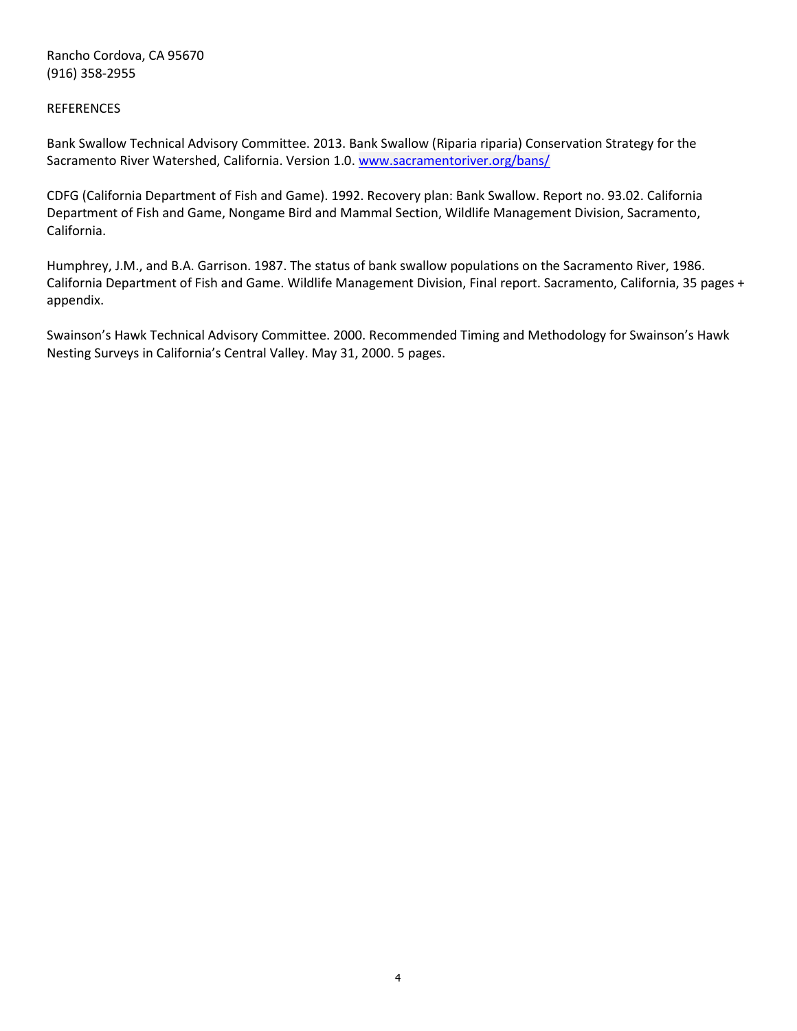Rancho Cordova, CA 95670
(916) 358-2955

REFERENCES

Bank Swallow Technical Advisory Committee. 2013. Bank Swallow (Riparia riparia) Conservation Strategy for the Sacramento River Watershed, California. Version 1.0. [www.sacramentoriver.org/bans/](www.sacramentoriver.org/bans/)

CDFG (California Department of Fish and Game). 1992. Recovery plan: Bank Swallow. Report no. 93.02. California Department of Fish and Game, Nongame Bird and Mammal Section, Wildlife Management Division, Sacramento, California.

Humphrey, J.M., and B.A. Garrison. 1987. The status of bank swallow populations on the Sacramento River, 1986. California Department of Fish and Game. Wildlife Management Division, Final report. Sacramento, California, 35 pages + appendix.

Swainson's Hawk Technical Advisory Committee. 2000. Recommended Timing and Methodology for Swainson's Hawk Nesting Surveys in California's Central Valley. May 31, 2000. 5 pages.